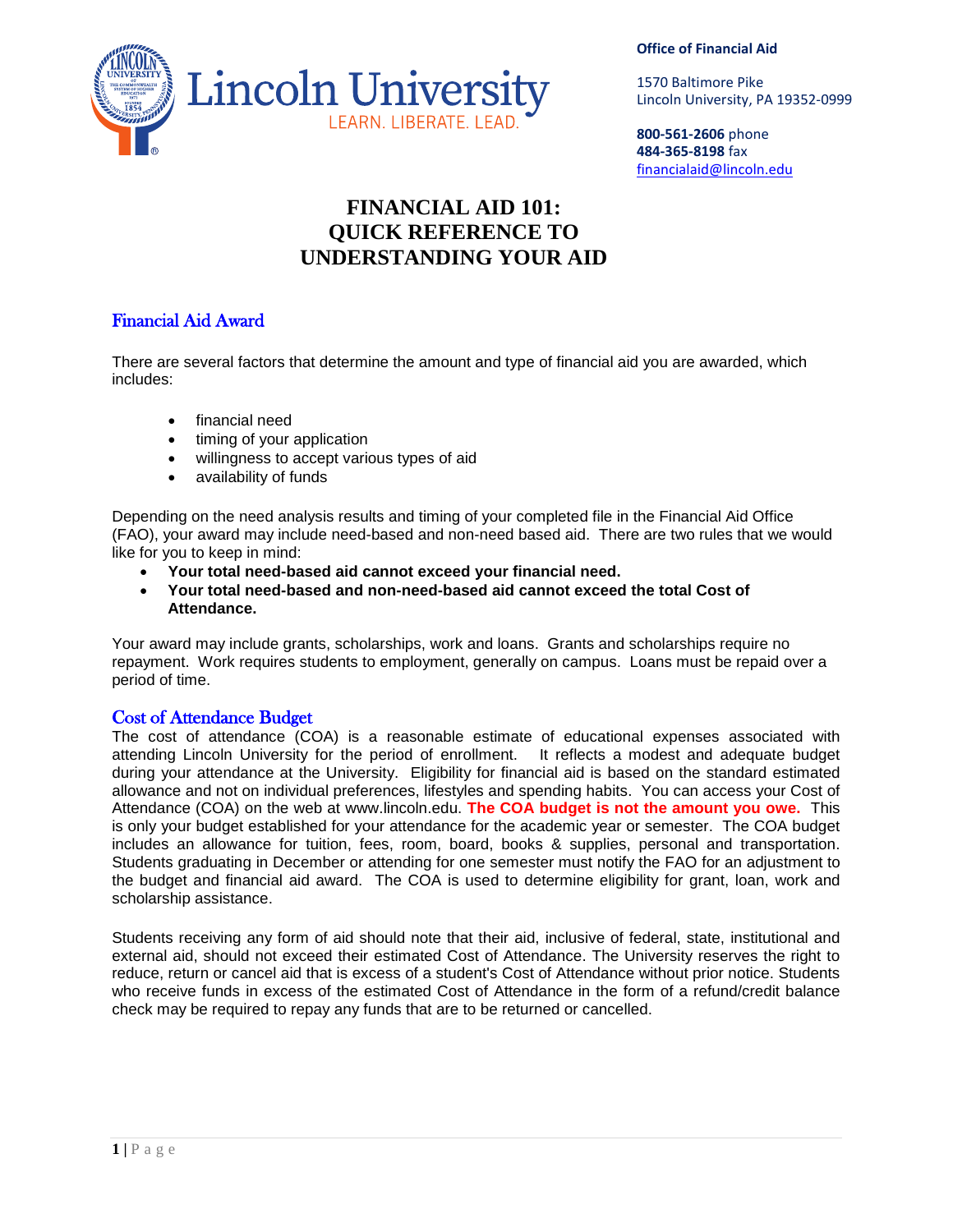Lincoln University
LEARN. LIBERATE. LEAD.

**Office of Financial Aid**

1570 Baltimore Pike
Lincoln University, PA 19352-0999

**800-561-2606** phone
**484-365-8198** fax
financialaid@lincoln.edu

# FINANCIAL AID 101: QUICK REFERENCE TO UNDERSTANDING YOUR AID

## Financial Aid Award

There are several factors that determine the amount and type of financial aid you are awarded, which includes:

- financial need
- timing of your application
- willingness to accept various types of aid
- availability of funds

Depending on the need analysis results and timing of your completed file in the Financial Aid Office (FAO), your award may include need-based and non-need based aid. There are two rules that we would like for you to keep in mind:

- **Your total need-based aid cannot exceed your financial need.**
- **Your total need-based and non-need-based aid cannot exceed the total Cost of Attendance.**

Your award may include grants, scholarships, work and loans. Grants and scholarships require no repayment. Work requires students to employment, generally on campus. Loans must be repaid over a period of time.

## Cost of Attendance Budget

The cost of attendance (COA) is a reasonable estimate of educational expenses associated with attending Lincoln University for the period of enrollment. It reflects a modest and adequate budget during your attendance at the University. Eligibility for financial aid is based on the standard estimated allowance and not on individual preferences, lifestyles and spending habits. You can access your Cost of Attendance (COA) on the web at www.lincoln.edu. **The COA budget is not the amount you owe.** This is only your budget established for your attendance for the academic year or semester. The COA budget includes an allowance for tuition, fees, room, board, books & supplies, personal and transportation. Students graduating in December or attending for one semester must notify the FAO for an adjustment to the budget and financial aid award. The COA is used to determine eligibility for grant, loan, work and scholarship assistance.

Students receiving any form of aid should note that their aid, inclusive of federal, state, institutional and external aid, should not exceed their estimated Cost of Attendance. The University reserves the right to reduce, return or cancel aid that is excess of a student's Cost of Attendance without prior notice. Students who receive funds in excess of the estimated Cost of Attendance in the form of a refund/credit balance check may be required to repay any funds that are to be returned or cancelled.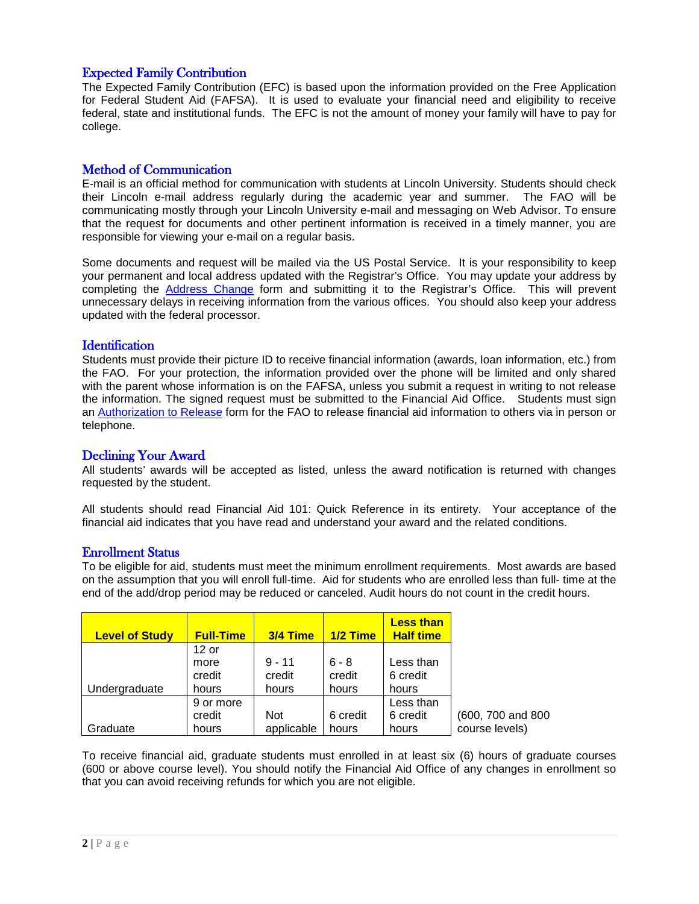## Expected Family Contribution

The Expected Family Contribution (EFC) is based upon the information provided on the Free Application for Federal Student Aid (FAFSA). It is used to evaluate your financial need and eligibility to receive federal, state and institutional funds. The EFC is not the amount of money your family will have to pay for college.

## Method of Communication

E-mail is an official method for communication with students at Lincoln University. Students should check their Lincoln e-mail address regularly during the academic year and summer. The FAO will be communicating mostly through your Lincoln University e-mail and messaging on Web Advisor. To ensure that the request for documents and other pertinent information is received in a timely manner, you are responsible for viewing your e-mail on a regular basis.

Some documents and request will be mailed via the US Postal Service. It is your responsibility to keep your permanent and local address updated with the Registrar's Office. You may update your address by completing the Address Change form and submitting it to the Registrar's Office. This will prevent unnecessary delays in receiving information from the various offices. You should also keep your address updated with the federal processor.

## Identification

Students must provide their picture ID to receive financial information (awards, loan information, etc.) from the FAO. For your protection, the information provided over the phone will be limited and only shared with the parent whose information is on the FAFSA, unless you submit a request in writing to not release the information. The signed request must be submitted to the Financial Aid Office. Students must sign an Authorization to Release form for the FAO to release financial aid information to others via in person or telephone.

## Declining Your Award

All students' awards will be accepted as listed, unless the award notification is returned with changes requested by the student.

All students should read Financial Aid 101: Quick Reference in its entirety. Your acceptance of the financial aid indicates that you have read and understand your award and the related conditions.

## Enrollment Status

To be eligible for aid, students must meet the minimum enrollment requirements. Most awards are based on the assumption that you will enroll full-time. Aid for students who are enrolled less than full- time at the end of the add/drop period may be reduced or canceled. Audit hours do not count in the credit hours.

| Level of Study | Full-Time | 3/4 Time | 1/2 Time | Less than Half time | |
|---|---|---|---|---|---|
| Undergraduate | 12 or more credit hours | 9 - 11 credit hours | 6 - 8 credit hours | Less than 6 credit hours | |
| Graduate | 9 or more credit hours | Not applicable | 6 credit hours | Less than 6 credit hours | (600, 700 and 800 course levels) |

To receive financial aid, graduate students must enrolled in at least six (6) hours of graduate courses (600 or above course level). You should notify the Financial Aid Office of any changes in enrollment so that you can avoid receiving refunds for which you are not eligible.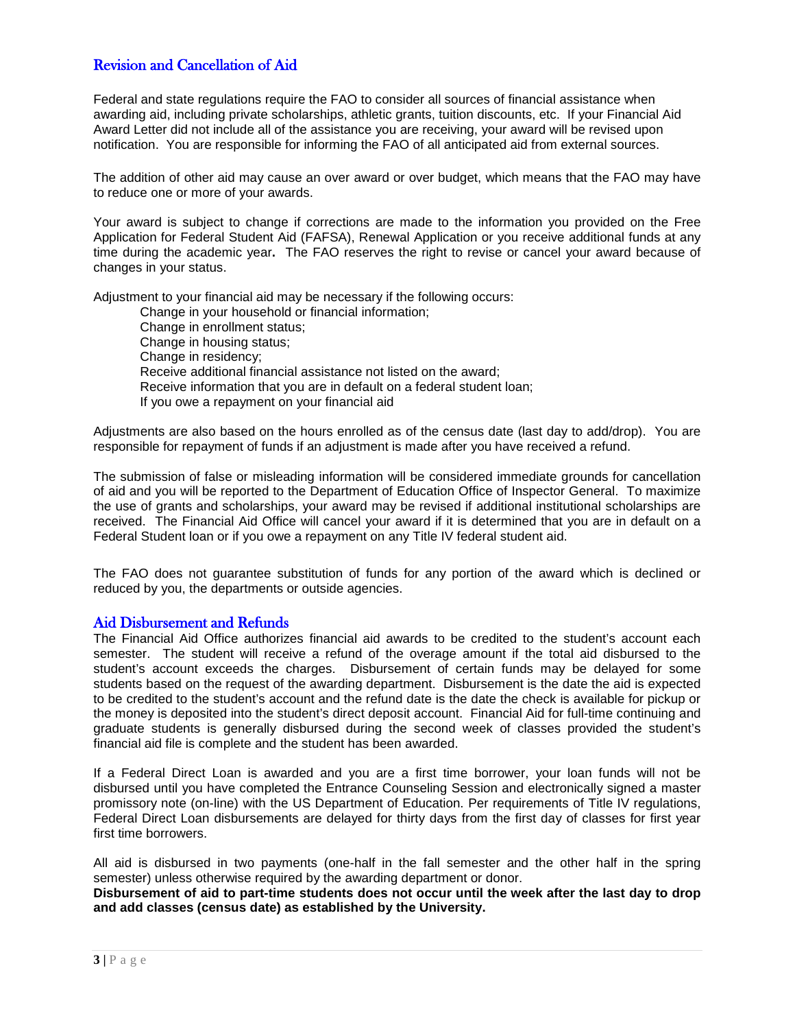## Revision and Cancellation of Aid

Federal and state regulations require the FAO to consider all sources of financial assistance when awarding aid, including private scholarships, athletic grants, tuition discounts, etc. If your Financial Aid Award Letter did not include all of the assistance you are receiving, your award will be revised upon notification. You are responsible for informing the FAO of all anticipated aid from external sources.

The addition of other aid may cause an over award or over budget, which means that the FAO may have to reduce one or more of your awards.

Your award is subject to change if corrections are made to the information you provided on the Free Application for Federal Student Aid (FAFSA), Renewal Application or you receive additional funds at any time during the academic year**.** The FAO reserves the right to revise or cancel your award because of changes in your status.

Adjustment to your financial aid may be necessary if the following occurs:

- Change in your household or financial information;
- Change in enrollment status;
- Change in housing status;
- Change in residency;
- Receive additional financial assistance not listed on the award;
- Receive information that you are in default on a federal student loan;
- If you owe a repayment on your financial aid

Adjustments are also based on the hours enrolled as of the census date (last day to add/drop). You are responsible for repayment of funds if an adjustment is made after you have received a refund.

The submission of false or misleading information will be considered immediate grounds for cancellation of aid and you will be reported to the Department of Education Office of Inspector General. To maximize the use of grants and scholarships, your award may be revised if additional institutional scholarships are received. The Financial Aid Office will cancel your award if it is determined that you are in default on a Federal Student loan or if you owe a repayment on any Title IV federal student aid.

The FAO does not guarantee substitution of funds for any portion of the award which is declined or reduced by you, the departments or outside agencies.

## Aid Disbursement and Refunds

The Financial Aid Office authorizes financial aid awards to be credited to the student's account each semester. The student will receive a refund of the overage amount if the total aid disbursed to the student's account exceeds the charges. Disbursement of certain funds may be delayed for some students based on the request of the awarding department. Disbursement is the date the aid is expected to be credited to the student's account and the refund date is the date the check is available for pickup or the money is deposited into the student's direct deposit account. Financial Aid for full-time continuing and graduate students is generally disbursed during the second week of classes provided the student's financial aid file is complete and the student has been awarded.

If a Federal Direct Loan is awarded and you are a first time borrower, your loan funds will not be disbursed until you have completed the Entrance Counseling Session and electronically signed a master promissory note (on-line) with the US Department of Education. Per requirements of Title IV regulations, Federal Direct Loan disbursements are delayed for thirty days from the first day of classes for first year first time borrowers.

All aid is disbursed in two payments (one-half in the fall semester and the other half in the spring semester) unless otherwise required by the awarding department or donor.
**Disbursement of aid to part-time students does not occur until the week after the last day to drop and add classes (census date) as established by the University.**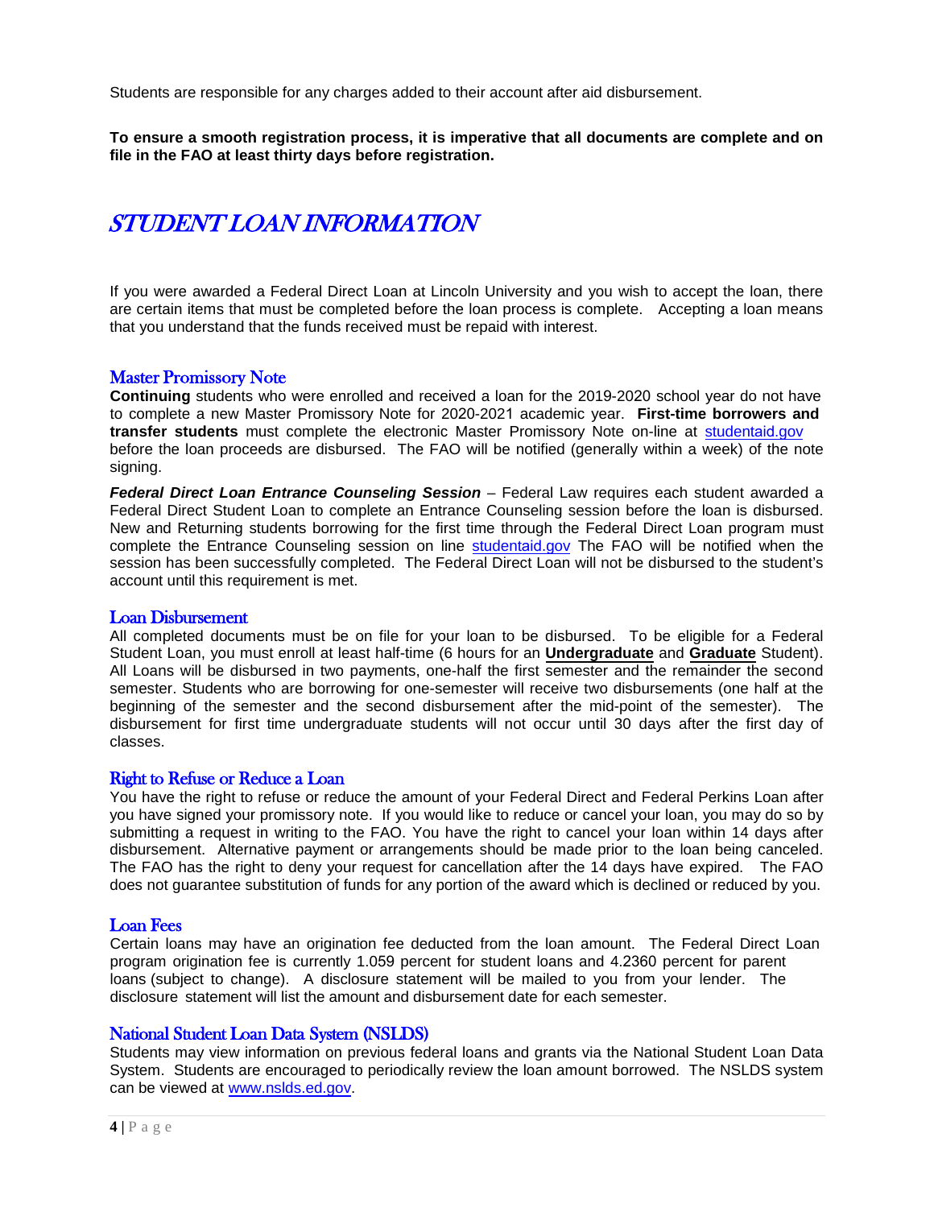Students are responsible for any charges added to their account after aid disbursement.

**To ensure a smooth registration process, it is imperative that all documents are complete and on file in the FAO at least thirty days before registration.**

# *STUDENT LOAN INFORMATION*

If you were awarded a Federal Direct Loan at Lincoln University and you wish to accept the loan, there are certain items that must be completed before the loan process is complete. Accepting a loan means that you understand that the funds received must be repaid with interest.

## Master Promissory Note

**Continuing** students who were enrolled and received a loan for the 2019-2020 school year do not have to complete a new Master Promissory Note for 2020-2021 academic year. **First-time borrowers and transfer students** must complete the electronic Master Promissory Note on-line at [studentaid.gov](studentaid.gov) before the loan proceeds are disbursed. The FAO will be notified (generally within a week) of the note signing.

***Federal Direct Loan Entrance Counseling Session*** – Federal Law requires each student awarded a Federal Direct Student Loan to complete an Entrance Counseling session before the loan is disbursed. New and Returning students borrowing for the first time through the Federal Direct Loan program must complete the Entrance Counseling session on line [studentaid.gov](studentaid.gov) The FAO will be notified when the session has been successfully completed. The Federal Direct Loan will not be disbursed to the student's account until this requirement is met.

## Loan Disbursement

All completed documents must be on file for your loan to be disbursed. To be eligible for a Federal Student Loan, you must enroll at least half-time (6 hours for an **Undergraduate** and **Graduate** Student). All Loans will be disbursed in two payments, one-half the first semester and the remainder the second semester. Students who are borrowing for one-semester will receive two disbursements (one half at the beginning of the semester and the second disbursement after the mid-point of the semester). The disbursement for first time undergraduate students will not occur until 30 days after the first day of classes.

## Right to Refuse or Reduce a Loan

You have the right to refuse or reduce the amount of your Federal Direct and Federal Perkins Loan after you have signed your promissory note. If you would like to reduce or cancel your loan, you may do so by submitting a request in writing to the FAO. You have the right to cancel your loan within 14 days after disbursement. Alternative payment or arrangements should be made prior to the loan being canceled. The FAO has the right to deny your request for cancellation after the 14 days have expired. The FAO does not guarantee substitution of funds for any portion of the award which is declined or reduced by you.

## Loan Fees

Certain loans may have an origination fee deducted from the loan amount. The Federal Direct Loan program origination fee is currently 1.059 percent for student loans and 4.2360 percent for parent loans (subject to change). A disclosure statement will be mailed to you from your lender. The disclosure statement will list the amount and disbursement date for each semester.

## National Student Loan Data System (NSLDS)

Students may view information on previous federal loans and grants via the National Student Loan Data System. Students are encouraged to periodically review the loan amount borrowed. The NSLDS system can be viewed at [www.nslds.ed.gov](www.nslds.ed.gov).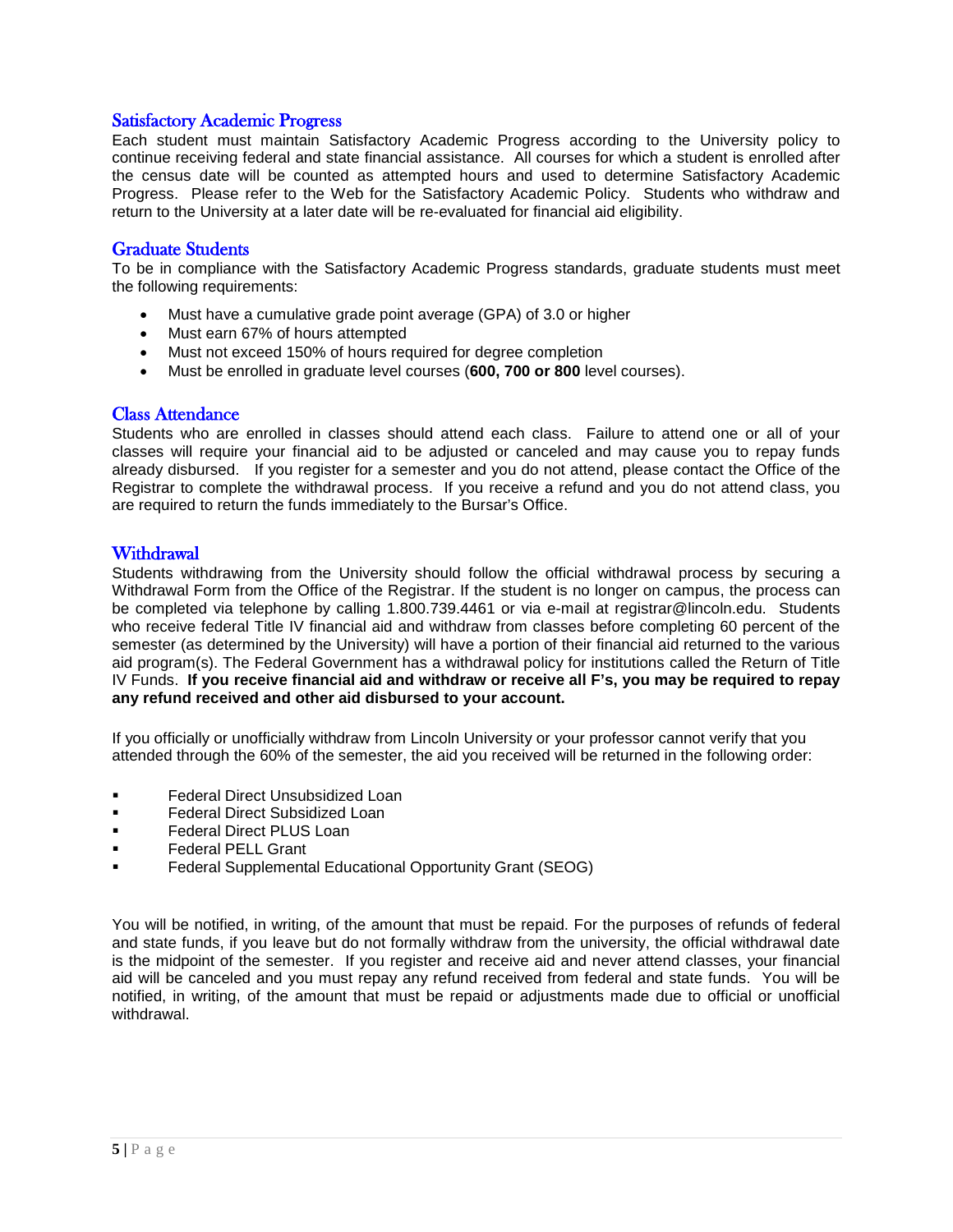## Satisfactory Academic Progress

Each student must maintain Satisfactory Academic Progress according to the University policy to continue receiving federal and state financial assistance. All courses for which a student is enrolled after the census date will be counted as attempted hours and used to determine Satisfactory Academic Progress. Please refer to the Web for the Satisfactory Academic Policy. Students who withdraw and return to the University at a later date will be re-evaluated for financial aid eligibility.

## Graduate Students

To be in compliance with the Satisfactory Academic Progress standards, graduate students must meet the following requirements:

- Must have a cumulative grade point average (GPA) of 3.0 or higher
- Must earn 67% of hours attempted
- Must not exceed 150% of hours required for degree completion
- Must be enrolled in graduate level courses (**600, 700 or 800** level courses).

## Class Attendance

Students who are enrolled in classes should attend each class. Failure to attend one or all of your classes will require your financial aid to be adjusted or canceled and may cause you to repay funds already disbursed. If you register for a semester and you do not attend, please contact the Office of the Registrar to complete the withdrawal process. If you receive a refund and you do not attend class, you are required to return the funds immediately to the Bursar's Office.

## Withdrawal

Students withdrawing from the University should follow the official withdrawal process by securing a Withdrawal Form from the Office of the Registrar. If the student is no longer on campus, the process can be completed via telephone by calling 1.800.739.4461 or via e-mail at registrar@lincoln.edu. Students who receive federal Title IV financial aid and withdraw from classes before completing 60 percent of the semester (as determined by the University) will have a portion of their financial aid returned to the various aid program(s). The Federal Government has a withdrawal policy for institutions called the Return of Title IV Funds. **If you receive financial aid and withdraw or receive all F's, you may be required to repay any refund received and other aid disbursed to your account.**

If you officially or unofficially withdraw from Lincoln University or your professor cannot verify that you attended through the 60% of the semester, the aid you received will be returned in the following order:

- Federal Direct Unsubsidized Loan
- Federal Direct Subsidized Loan
- Federal Direct PLUS Loan
- Federal PELL Grant
- Federal Supplemental Educational Opportunity Grant (SEOG)

You will be notified, in writing, of the amount that must be repaid. For the purposes of refunds of federal and state funds, if you leave but do not formally withdraw from the university, the official withdrawal date is the midpoint of the semester. If you register and receive aid and never attend classes, your financial aid will be canceled and you must repay any refund received from federal and state funds. You will be notified, in writing, of the amount that must be repaid or adjustments made due to official or unofficial withdrawal.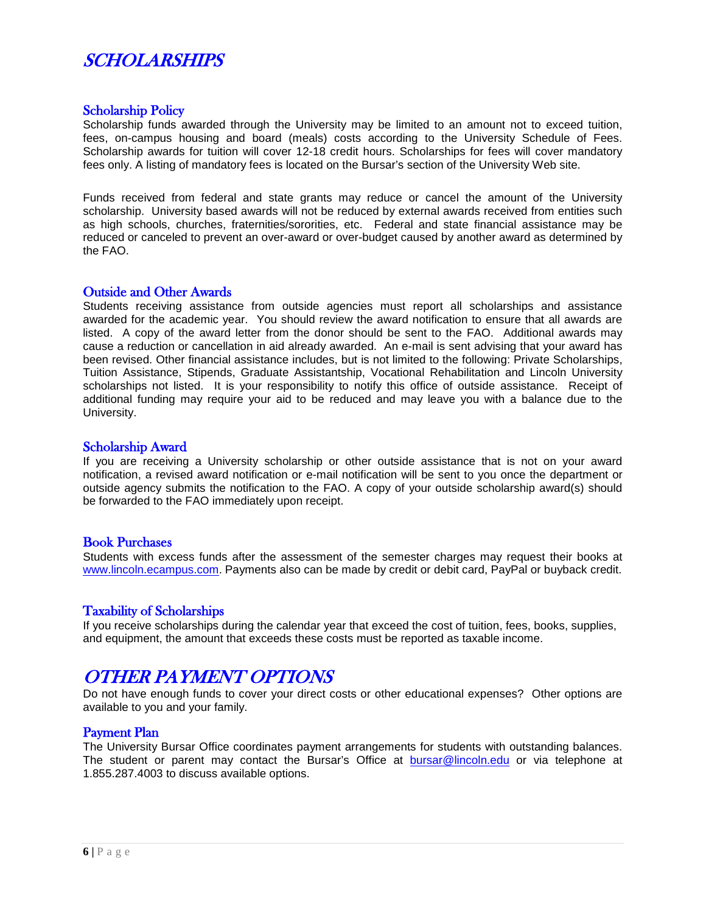# *SCHOLARSHIPS*

## Scholarship Policy

Scholarship funds awarded through the University may be limited to an amount not to exceed tuition, fees, on-campus housing and board (meals) costs according to the University Schedule of Fees. Scholarship awards for tuition will cover 12-18 credit hours. Scholarships for fees will cover mandatory fees only. A listing of mandatory fees is located on the Bursar's section of the University Web site.

Funds received from federal and state grants may reduce or cancel the amount of the University scholarship. University based awards will not be reduced by external awards received from entities such as high schools, churches, fraternities/sororities, etc. Federal and state financial assistance may be reduced or canceled to prevent an over-award or over-budget caused by another award as determined by the FAO.

## Outside and Other Awards

Students receiving assistance from outside agencies must report all scholarships and assistance awarded for the academic year. You should review the award notification to ensure that all awards are listed. A copy of the award letter from the donor should be sent to the FAO. Additional awards may cause a reduction or cancellation in aid already awarded. An e-mail is sent advising that your award has been revised. Other financial assistance includes, but is not limited to the following: Private Scholarships, Tuition Assistance, Stipends, Graduate Assistantship, Vocational Rehabilitation and Lincoln University scholarships not listed. It is your responsibility to notify this office of outside assistance. Receipt of additional funding may require your aid to be reduced and may leave you with a balance due to the University.

## Scholarship Award

If you are receiving a University scholarship or other outside assistance that is not on your award notification, a revised award notification or e-mail notification will be sent to you once the department or outside agency submits the notification to the FAO. A copy of your outside scholarship award(s) should be forwarded to the FAO immediately upon receipt.

## Book Purchases

Students with excess funds after the assessment of the semester charges may request their books at www.lincoln.ecampus.com. Payments also can be made by credit or debit card, PayPal or buyback credit.

## Taxability of Scholarships

If you receive scholarships during the calendar year that exceed the cost of tuition, fees, books, supplies, and equipment, the amount that exceeds these costs must be reported as taxable income.

# *OTHER PAYMENT OPTIONS*

Do not have enough funds to cover your direct costs or other educational expenses? Other options are available to you and your family.

## Payment Plan

The University Bursar Office coordinates payment arrangements for students with outstanding balances. The student or parent may contact the Bursar's Office at bursar@lincoln.edu or via telephone at 1.855.287.4003 to discuss available options.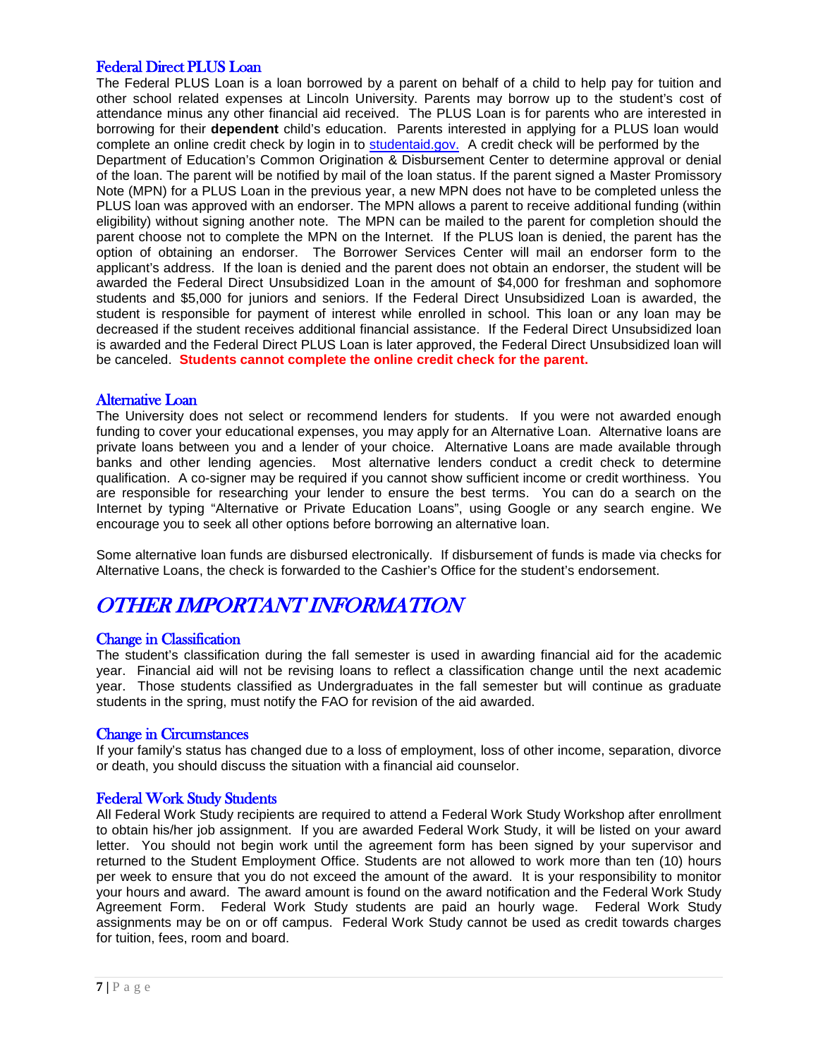### Federal Direct PLUS Loan

The Federal PLUS Loan is a loan borrowed by a parent on behalf of a child to help pay for tuition and other school related expenses at Lincoln University. Parents may borrow up to the student's cost of attendance minus any other financial aid received. The PLUS Loan is for parents who are interested in borrowing for their **dependent** child's education. Parents interested in applying for a PLUS loan would complete an online credit check by login in to [studentaid.gov.](studentaid.gov) A credit check will be performed by the Department of Education's Common Origination & Disbursement Center to determine approval or denial of the loan. The parent will be notified by mail of the loan status. If the parent signed a Master Promissory Note (MPN) for a PLUS Loan in the previous year, a new MPN does not have to be completed unless the PLUS loan was approved with an endorser. The MPN allows a parent to receive additional funding (within eligibility) without signing another note. The MPN can be mailed to the parent for completion should the parent choose not to complete the MPN on the Internet. If the PLUS loan is denied, the parent has the option of obtaining an endorser. The Borrower Services Center will mail an endorser form to the applicant's address. If the loan is denied and the parent does not obtain an endorser, the student will be awarded the Federal Direct Unsubsidized Loan in the amount of $4,000 for freshman and sophomore students and $5,000 for juniors and seniors. If the Federal Direct Unsubsidized Loan is awarded, the student is responsible for payment of interest while enrolled in school. This loan or any loan may be decreased if the student receives additional financial assistance. If the Federal Direct Unsubsidized loan is awarded and the Federal Direct PLUS Loan is later approved, the Federal Direct Unsubsidized loan will be canceled. **Students cannot complete the online credit check for the parent.**

### Alternative Loan

The University does not select or recommend lenders for students. If you were not awarded enough funding to cover your educational expenses, you may apply for an Alternative Loan. Alternative loans are private loans between you and a lender of your choice. Alternative Loans are made available through banks and other lending agencies. Most alternative lenders conduct a credit check to determine qualification. A co-signer may be required if you cannot show sufficient income or credit worthiness. You are responsible for researching your lender to ensure the best terms. You can do a search on the Internet by typing "Alternative or Private Education Loans", using Google or any search engine. We encourage you to seek all other options before borrowing an alternative loan.

Some alternative loan funds are disbursed electronically. If disbursement of funds is made via checks for Alternative Loans, the check is forwarded to the Cashier's Office for the student's endorsement.

## *OTHER IMPORTANT INFORMATION*

### Change in Classification

The student's classification during the fall semester is used in awarding financial aid for the academic year. Financial aid will not be revising loans to reflect a classification change until the next academic year. Those students classified as Undergraduates in the fall semester but will continue as graduate students in the spring, must notify the FAO for revision of the aid awarded.

### Change in Circumstances

If your family's status has changed due to a loss of employment, loss of other income, separation, divorce or death, you should discuss the situation with a financial aid counselor.

### Federal Work Study Students

All Federal Work Study recipients are required to attend a Federal Work Study Workshop after enrollment to obtain his/her job assignment. If you are awarded Federal Work Study, it will be listed on your award letter. You should not begin work until the agreement form has been signed by your supervisor and returned to the Student Employment Office. Students are not allowed to work more than ten (10) hours per week to ensure that you do not exceed the amount of the award. It is your responsibility to monitor your hours and award. The award amount is found on the award notification and the Federal Work Study Agreement Form. Federal Work Study students are paid an hourly wage. Federal Work Study assignments may be on or off campus. Federal Work Study cannot be used as credit towards charges for tuition, fees, room and board.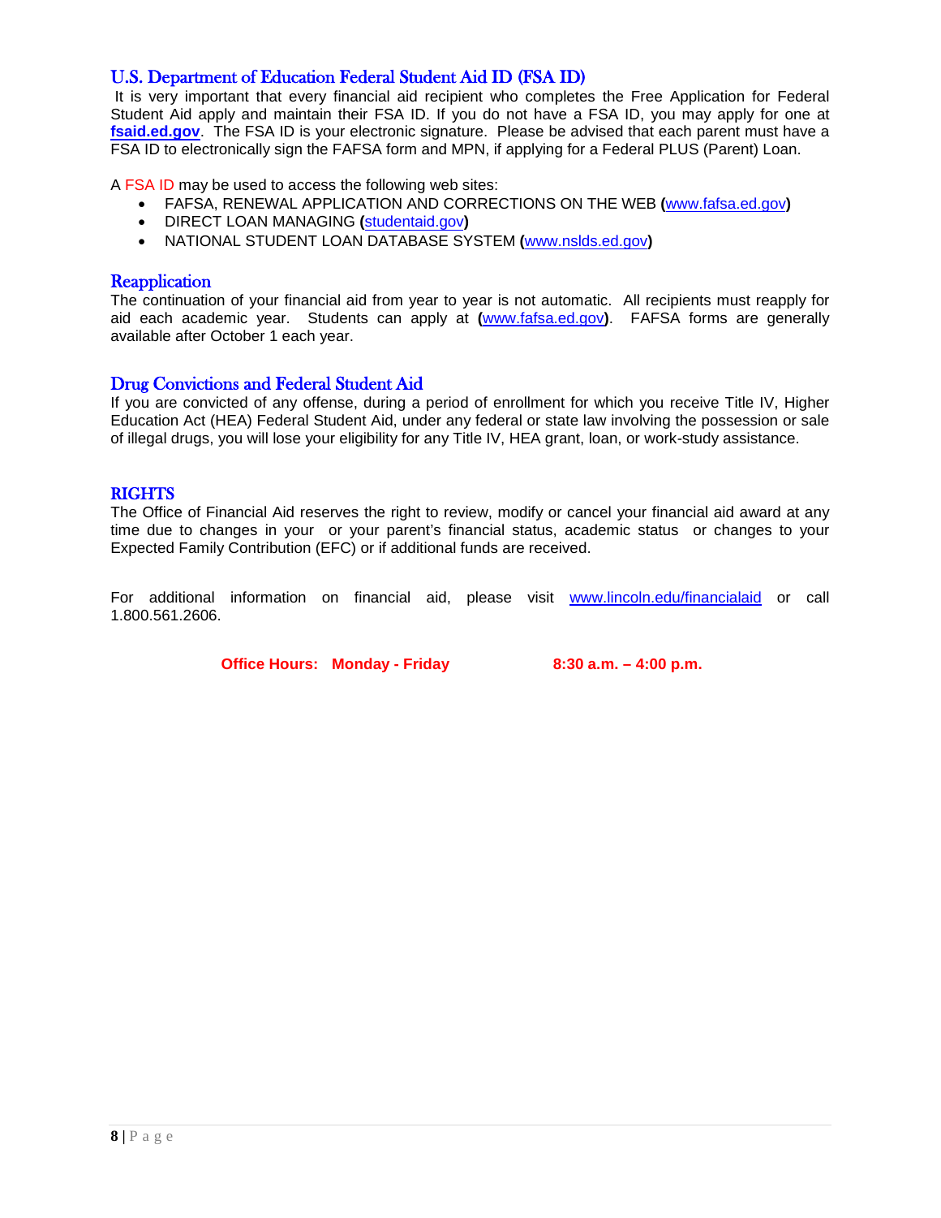## U.S. Department of Education Federal Student Aid ID (FSA ID)

It is very important that every financial aid recipient who completes the Free Application for Federal Student Aid apply and maintain their FSA ID. If you do not have a FSA ID, you may apply for one at **fsaid.ed.gov**. The FSA ID is your electronic signature. Please be advised that each parent must have a FSA ID to electronically sign the FAFSA form and MPN, if applying for a Federal PLUS (Parent) Loan.

A FSA ID may be used to access the following web sites:

- FAFSA, RENEWAL APPLICATION AND CORRECTIONS ON THE WEB **(**www.fafsa.ed.gov**)**
- DIRECT LOAN MANAGING **(**studentaid.gov**)**
- NATIONAL STUDENT LOAN DATABASE SYSTEM **(**www.nslds.ed.gov**)**

## Reapplication

The continuation of your financial aid from year to year is not automatic. All recipients must reapply for aid each academic year. Students can apply at **(**www.fafsa.ed.gov**)**. FAFSA forms are generally available after October 1 each year.

## Drug Convictions and Federal Student Aid

If you are convicted of any offense, during a period of enrollment for which you receive Title IV, Higher Education Act (HEA) Federal Student Aid, under any federal or state law involving the possession or sale of illegal drugs, you will lose your eligibility for any Title IV, HEA grant, loan, or work-study assistance.

## RIGHTS

The Office of Financial Aid reserves the right to review, modify or cancel your financial aid award at any time due to changes in your or your parent's financial status, academic status or changes to your Expected Family Contribution (EFC) or if additional funds are received.

For additional information on financial aid, please visit www.lincoln.edu/financialaid or call 1.800.561.2606.

**Office Hours: Monday - Friday 8:30 a.m. – 4:00 p.m.**